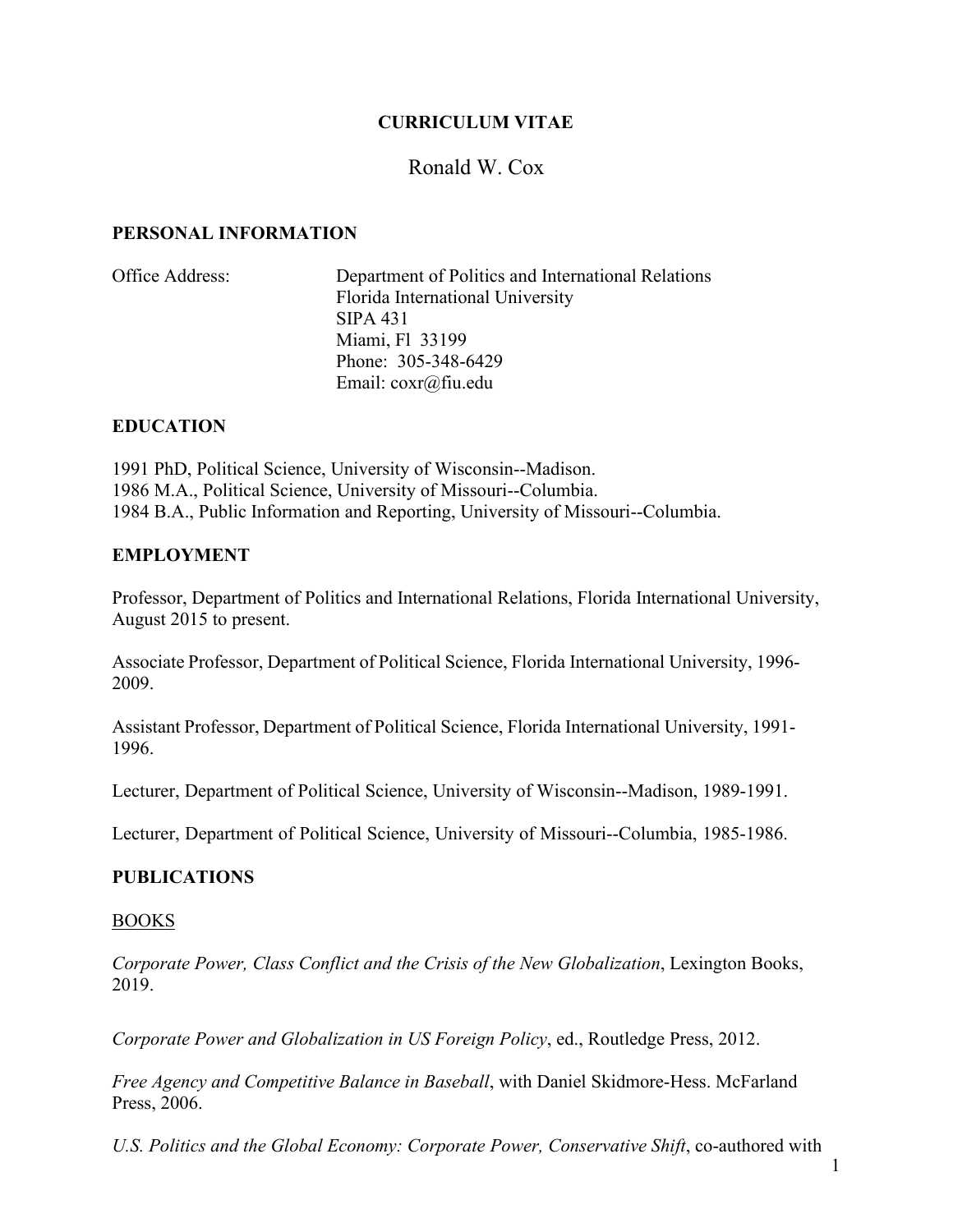# CURRICULUM VITAE

## Ronald W. Cox

### PERSONAL INFORMATION

Office Address: Department of Politics and International Relations
Florida International University
SIPA 431
Miami, Fl 33199
Phone: 305-348-6429
Email: coxr@fiu.edu

### EDUCATION

1991 PhD, Political Science, University of Wisconsin--Madison.
1986 M.A., Political Science, University of Missouri--Columbia.
1984 B.A., Public Information and Reporting, University of Missouri--Columbia.

### EMPLOYMENT

Professor, Department of Politics and International Relations, Florida International University, August 2015 to present.

Associate Professor, Department of Political Science, Florida International University, 1996-2009.

Assistant Professor, Department of Political Science, Florida International University, 1991-1996.

Lecturer, Department of Political Science, University of Wisconsin--Madison, 1989-1991.

Lecturer, Department of Political Science, University of Missouri--Columbia, 1985-1986.

### PUBLICATIONS

BOOKS

*Corporate Power, Class Conflict and the Crisis of the New Globalization*, Lexington Books, 2019.

*Corporate Power and Globalization in US Foreign Policy*, ed., Routledge Press, 2012.

*Free Agency and Competitive Balance in Baseball*, with Daniel Skidmore-Hess. McFarland Press, 2006.

*U.S. Politics and the Global Economy: Corporate Power, Conservative Shift*, co-authored with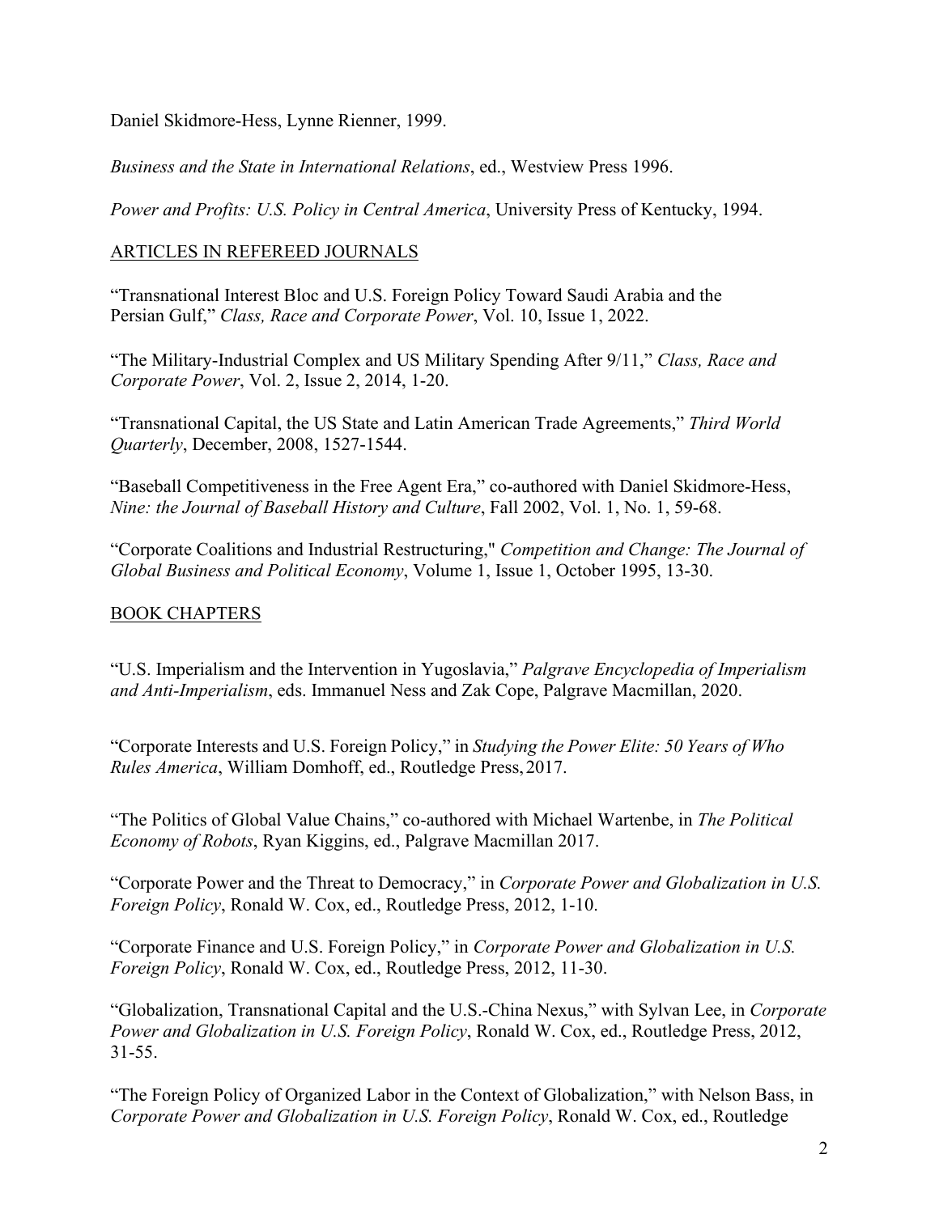Daniel Skidmore-Hess, Lynne Rienner, 1999.

*Business and the State in International Relations*, ed., Westview Press 1996.

*Power and Profits: U.S. Policy in Central America*, University Press of Kentucky, 1994.

## ARTICLES IN REFEREED JOURNALS

"Transnational Interest Bloc and U.S. Foreign Policy Toward Saudi Arabia and the Persian Gulf," *Class, Race and Corporate Power*, Vol. 10, Issue 1, 2022.

"The Military-Industrial Complex and US Military Spending After 9/11," *Class, Race and Corporate Power*, Vol. 2, Issue 2, 2014, 1-20.

"Transnational Capital, the US State and Latin American Trade Agreements," *Third World Quarterly*, December, 2008, 1527-1544.

"Baseball Competitiveness in the Free Agent Era," co-authored with Daniel Skidmore-Hess, *Nine: the Journal of Baseball History and Culture*, Fall 2002, Vol. 1, No. 1, 59-68.

"Corporate Coalitions and Industrial Restructuring," *Competition and Change: The Journal of Global Business and Political Economy*, Volume 1, Issue 1, October 1995, 13-30.

## BOOK CHAPTERS

"U.S. Imperialism and the Intervention in Yugoslavia," *Palgrave Encyclopedia of Imperialism and Anti-Imperialism*, eds. Immanuel Ness and Zak Cope, Palgrave Macmillan, 2020.

"Corporate Interests and U.S. Foreign Policy," in *Studying the Power Elite: 50 Years of Who Rules America*, William Domhoff, ed., Routledge Press, 2017.

"The Politics of Global Value Chains," co-authored with Michael Wartenbe, in *The Political Economy of Robots*, Ryan Kiggins, ed., Palgrave Macmillan 2017.

"Corporate Power and the Threat to Democracy," in *Corporate Power and Globalization in U.S. Foreign Policy*, Ronald W. Cox, ed., Routledge Press, 2012, 1-10.

"Corporate Finance and U.S. Foreign Policy," in *Corporate Power and Globalization in U.S. Foreign Policy*, Ronald W. Cox, ed., Routledge Press, 2012, 11-30.

"Globalization, Transnational Capital and the U.S.-China Nexus," with Sylvan Lee, in *Corporate Power and Globalization in U.S. Foreign Policy*, Ronald W. Cox, ed., Routledge Press, 2012, 31-55.

"The Foreign Policy of Organized Labor in the Context of Globalization," with Nelson Bass, in *Corporate Power and Globalization in U.S. Foreign Policy*, Ronald W. Cox, ed., Routledge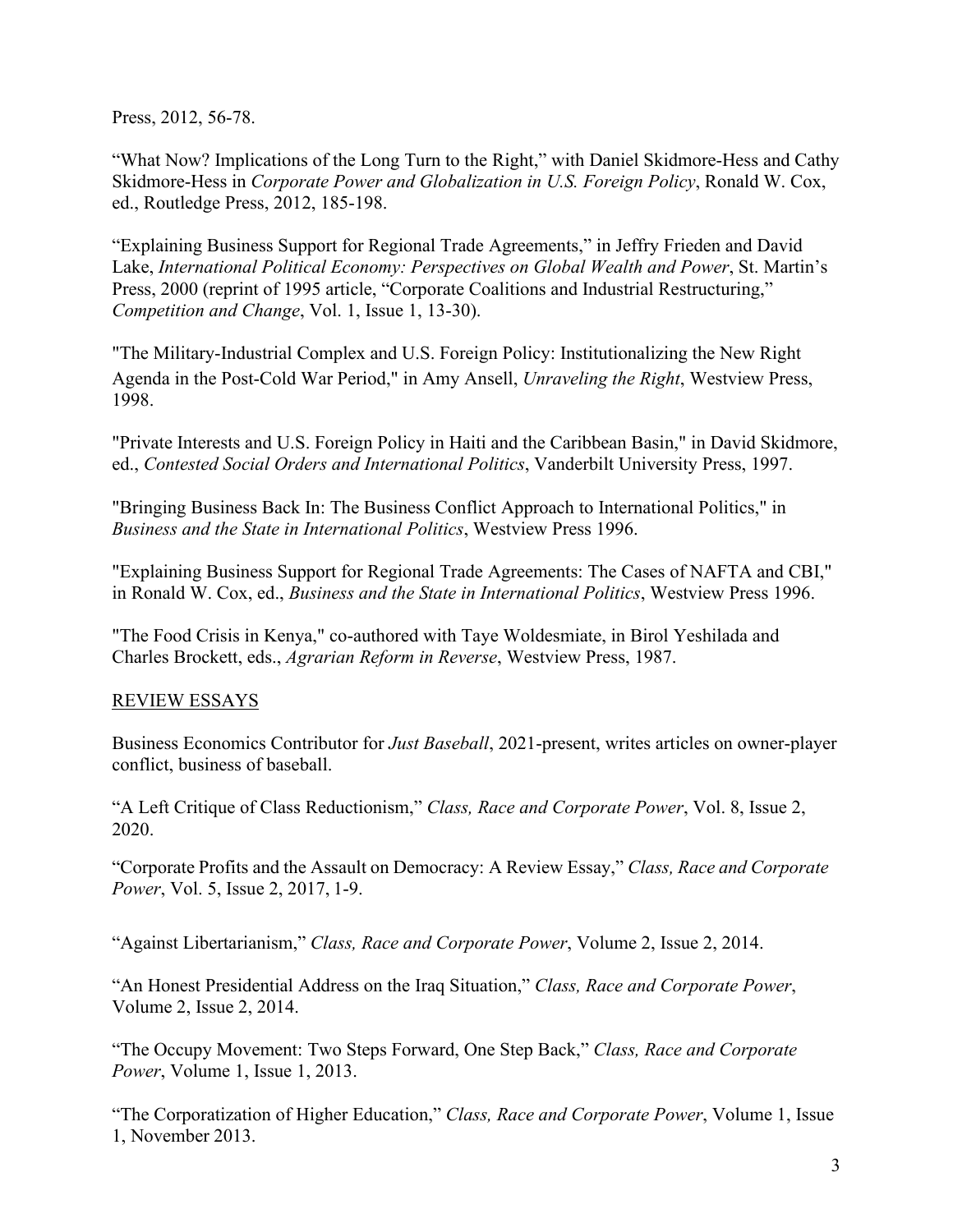Press, 2012, 56-78.

"What Now? Implications of the Long Turn to the Right," with Daniel Skidmore-Hess and Cathy Skidmore-Hess in *Corporate Power and Globalization in U.S. Foreign Policy*, Ronald W. Cox, ed., Routledge Press, 2012, 185-198.

"Explaining Business Support for Regional Trade Agreements," in Jeffry Frieden and David Lake, *International Political Economy: Perspectives on Global Wealth and Power*, St. Martin's Press, 2000 (reprint of 1995 article, "Corporate Coalitions and Industrial Restructuring," *Competition and Change*, Vol. 1, Issue 1, 13-30).

"The Military-Industrial Complex and U.S. Foreign Policy: Institutionalizing the New Right Agenda in the Post-Cold War Period," in Amy Ansell, *Unraveling the Right*, Westview Press, 1998.

"Private Interests and U.S. Foreign Policy in Haiti and the Caribbean Basin," in David Skidmore, ed., *Contested Social Orders and International Politics*, Vanderbilt University Press, 1997.

"Bringing Business Back In: The Business Conflict Approach to International Politics," in *Business and the State in International Politics*, Westview Press 1996.

"Explaining Business Support for Regional Trade Agreements: The Cases of NAFTA and CBI," in Ronald W. Cox, ed., *Business and the State in International Politics*, Westview Press 1996.

"The Food Crisis in Kenya," co-authored with Taye Woldesmiate, in Birol Yeshilada and Charles Brockett, eds., *Agrarian Reform in Reverse*, Westview Press, 1987.

REVIEW ESSAYS

Business Economics Contributor for *Just Baseball*, 2021-present, writes articles on owner-player conflict, business of baseball.

"A Left Critique of Class Reductionism," *Class, Race and Corporate Power*, Vol. 8, Issue 2, 2020.

"Corporate Profits and the Assault on Democracy: A Review Essay," *Class, Race and Corporate Power*, Vol. 5, Issue 2, 2017, 1-9.

"Against Libertarianism," *Class, Race and Corporate Power*, Volume 2, Issue 2, 2014.

"An Honest Presidential Address on the Iraq Situation," *Class, Race and Corporate Power*, Volume 2, Issue 2, 2014.

"The Occupy Movement: Two Steps Forward, One Step Back," *Class, Race and Corporate Power*, Volume 1, Issue 1, 2013.

"The Corporatization of Higher Education," *Class, Race and Corporate Power*, Volume 1, Issue 1, November 2013.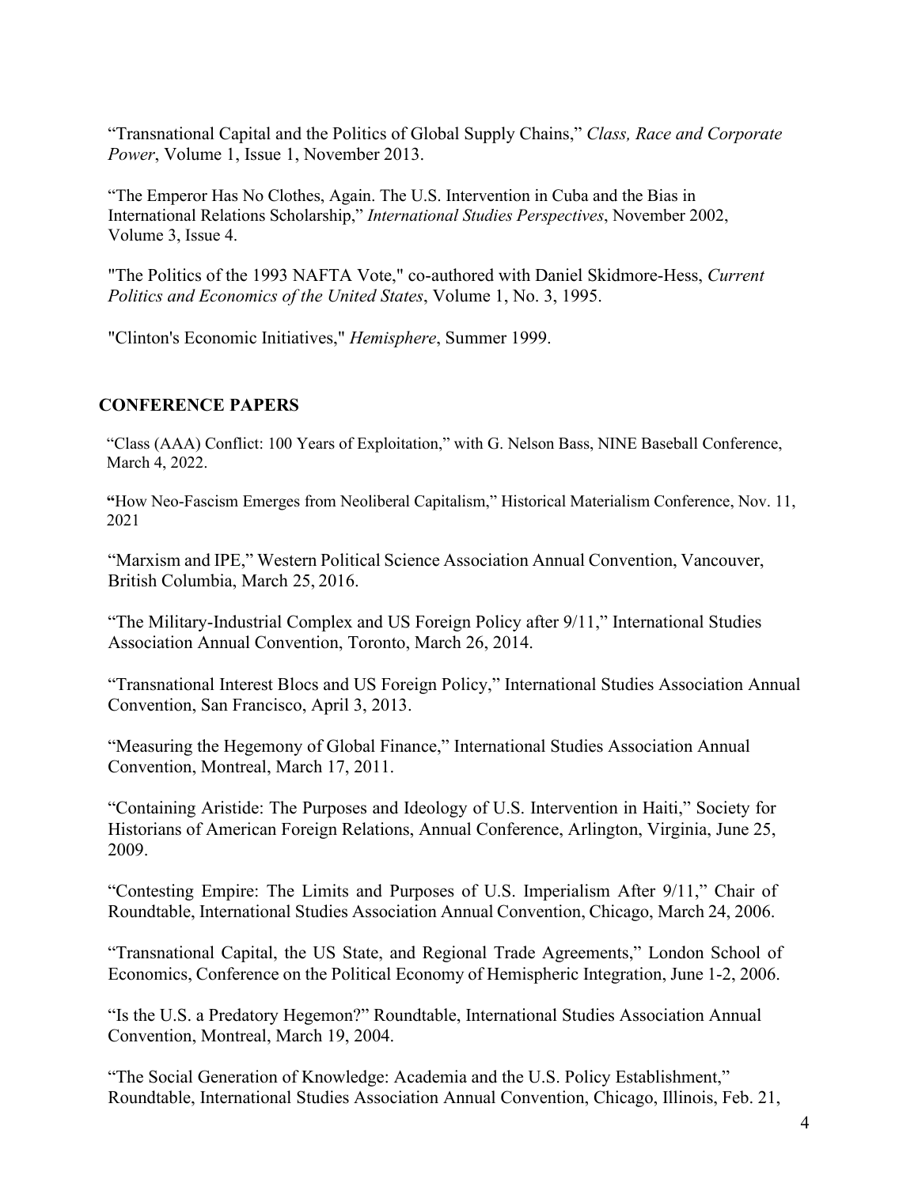"Transnational Capital and the Politics of Global Supply Chains," *Class, Race and Corporate Power*, Volume 1, Issue 1, November 2013.

"The Emperor Has No Clothes, Again. The U.S. Intervention in Cuba and the Bias in International Relations Scholarship," *International Studies Perspectives*, November 2002, Volume 3, Issue 4.

"The Politics of the 1993 NAFTA Vote," co-authored with Daniel Skidmore-Hess, *Current Politics and Economics of the United States*, Volume 1, No. 3, 1995.

"Clinton's Economic Initiatives," *Hemisphere*, Summer 1999.

## CONFERENCE PAPERS

"Class (AAA) Conflict: 100 Years of Exploitation," with G. Nelson Bass, NINE Baseball Conference, March 4, 2022.

**"**How Neo-Fascism Emerges from Neoliberal Capitalism," Historical Materialism Conference, Nov. 11, 2021

"Marxism and IPE," Western Political Science Association Annual Convention, Vancouver, British Columbia, March 25, 2016.

"The Military-Industrial Complex and US Foreign Policy after 9/11," International Studies Association Annual Convention, Toronto, March 26, 2014.

"Transnational Interest Blocs and US Foreign Policy," International Studies Association Annual Convention, San Francisco, April 3, 2013.

"Measuring the Hegemony of Global Finance," International Studies Association Annual Convention, Montreal, March 17, 2011.

"Containing Aristide: The Purposes and Ideology of U.S. Intervention in Haiti," Society for Historians of American Foreign Relations, Annual Conference, Arlington, Virginia, June 25, 2009.

"Contesting Empire: The Limits and Purposes of U.S. Imperialism After 9/11," Chair of Roundtable, International Studies Association Annual Convention, Chicago, March 24, 2006.

"Transnational Capital, the US State, and Regional Trade Agreements," London School of Economics, Conference on the Political Economy of Hemispheric Integration, June 1-2, 2006.

"Is the U.S. a Predatory Hegemon?" Roundtable, International Studies Association Annual Convention, Montreal, March 19, 2004.

"The Social Generation of Knowledge: Academia and the U.S. Policy Establishment," Roundtable, International Studies Association Annual Convention, Chicago, Illinois, Feb. 21,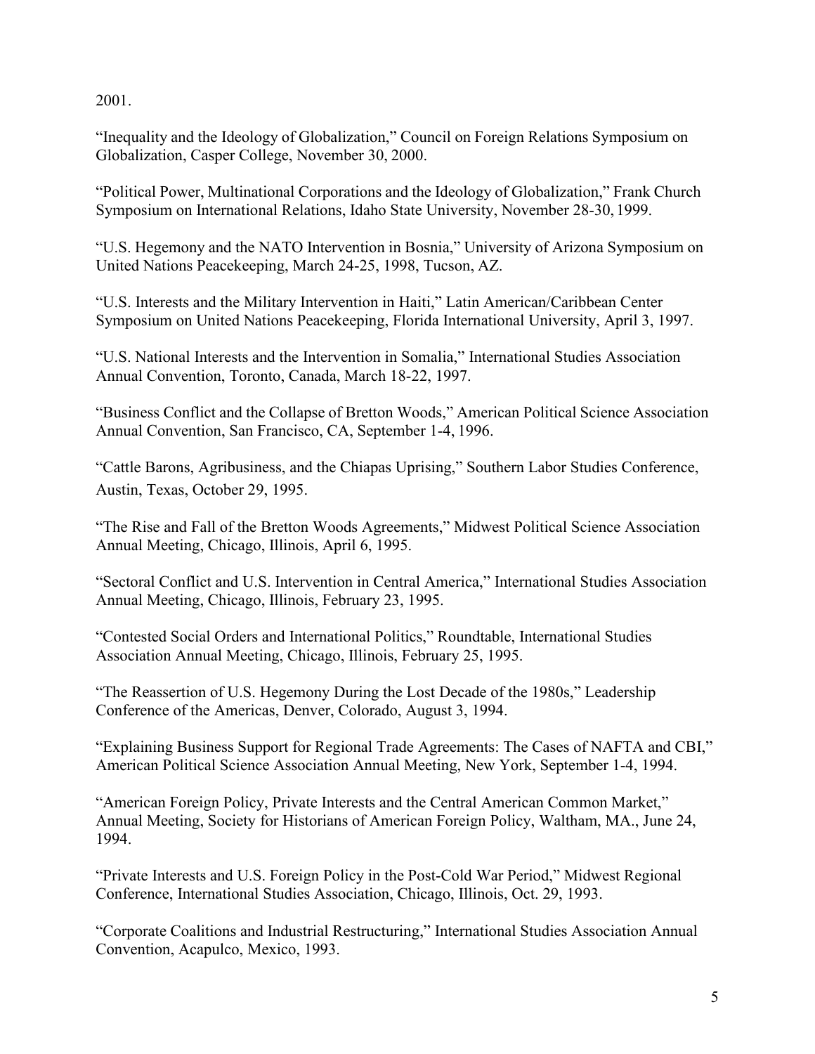2001.

“Inequality and the Ideology of Globalization,” Council on Foreign Relations Symposium on Globalization, Casper College, November 30, 2000.

“Political Power, Multinational Corporations and the Ideology of Globalization,” Frank Church Symposium on International Relations, Idaho State University, November 28-30, 1999.

“U.S. Hegemony and the NATO Intervention in Bosnia,” University of Arizona Symposium on United Nations Peacekeeping, March 24-25, 1998, Tucson, AZ.

“U.S. Interests and the Military Intervention in Haiti,” Latin American/Caribbean Center Symposium on United Nations Peacekeeping, Florida International University, April 3, 1997.

“U.S. National Interests and the Intervention in Somalia,” International Studies Association Annual Convention, Toronto, Canada, March 18-22, 1997.

“Business Conflict and the Collapse of Bretton Woods,” American Political Science Association Annual Convention, San Francisco, CA, September 1-4, 1996.

“Cattle Barons, Agribusiness, and the Chiapas Uprising,” Southern Labor Studies Conference, Austin, Texas, October 29, 1995.

“The Rise and Fall of the Bretton Woods Agreements,” Midwest Political Science Association Annual Meeting, Chicago, Illinois, April 6, 1995.

“Sectoral Conflict and U.S. Intervention in Central America,” International Studies Association Annual Meeting, Chicago, Illinois, February 23, 1995.

“Contested Social Orders and International Politics,” Roundtable, International Studies Association Annual Meeting, Chicago, Illinois, February 25, 1995.

“The Reassertion of U.S. Hegemony During the Lost Decade of the 1980s,” Leadership Conference of the Americas, Denver, Colorado, August 3, 1994.

“Explaining Business Support for Regional Trade Agreements: The Cases of NAFTA and CBI,” American Political Science Association Annual Meeting, New York, September 1-4, 1994.

“American Foreign Policy, Private Interests and the Central American Common Market,” Annual Meeting, Society for Historians of American Foreign Policy, Waltham, MA., June 24, 1994.

“Private Interests and U.S. Foreign Policy in the Post-Cold War Period,” Midwest Regional Conference, International Studies Association, Chicago, Illinois, Oct. 29, 1993.

“Corporate Coalitions and Industrial Restructuring,” International Studies Association Annual Convention, Acapulco, Mexico, 1993.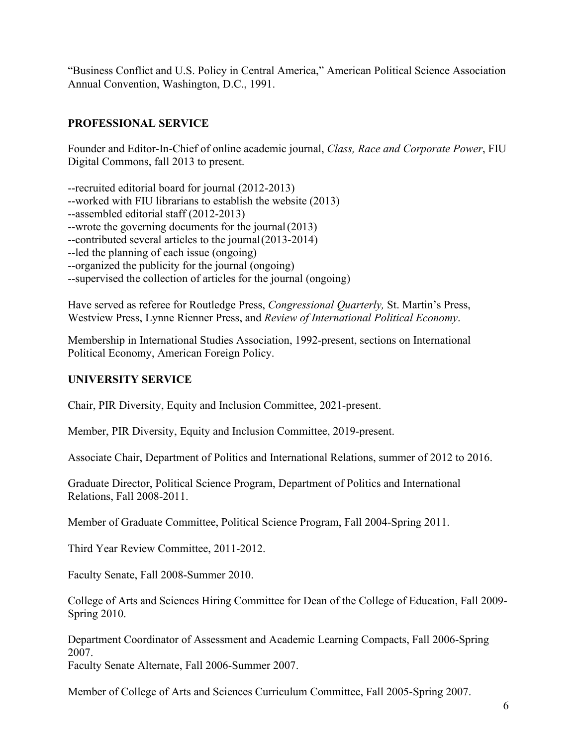"Business Conflict and U.S. Policy in Central America," American Political Science Association Annual Convention, Washington, D.C., 1991.

## PROFESSIONAL SERVICE

Founder and Editor-In-Chief of online academic journal, *Class, Race and Corporate Power*, FIU Digital Commons, fall 2013 to present.

--recruited editorial board for journal (2012-2013)
--worked with FIU librarians to establish the website (2013)
--assembled editorial staff (2012-2013)
--wrote the governing documents for the journal (2013)
--contributed several articles to the journal (2013-2014)
--led the planning of each issue (ongoing)
--organized the publicity for the journal (ongoing)
--supervised the collection of articles for the journal (ongoing)

Have served as referee for Routledge Press, *Congressional Quarterly,* St. Martin's Press, Westview Press, Lynne Rienner Press, and *Review of International Political Economy*.

Membership in International Studies Association, 1992-present, sections on International Political Economy, American Foreign Policy.

## UNIVERSITY SERVICE

Chair, PIR Diversity, Equity and Inclusion Committee, 2021-present.

Member, PIR Diversity, Equity and Inclusion Committee, 2019-present.

Associate Chair, Department of Politics and International Relations, summer of 2012 to 2016.

Graduate Director, Political Science Program, Department of Politics and International Relations, Fall 2008-2011.

Member of Graduate Committee, Political Science Program, Fall 2004-Spring 2011.

Third Year Review Committee, 2011-2012.

Faculty Senate, Fall 2008-Summer 2010.

College of Arts and Sciences Hiring Committee for Dean of the College of Education, Fall 2009-Spring 2010.

Department Coordinator of Assessment and Academic Learning Compacts, Fall 2006-Spring 2007.
Faculty Senate Alternate, Fall 2006-Summer 2007.

Member of College of Arts and Sciences Curriculum Committee, Fall 2005-Spring 2007.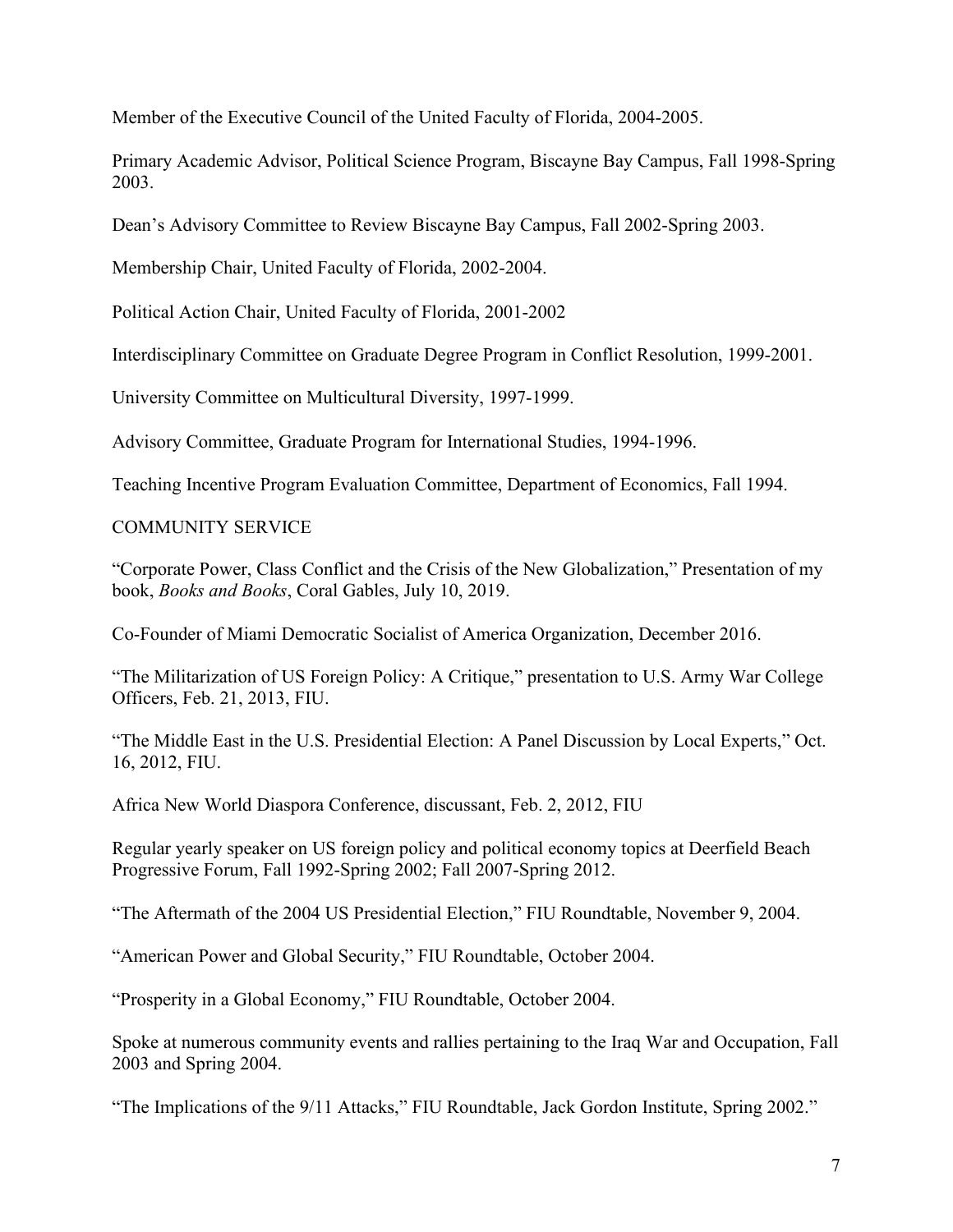Member of the Executive Council of the United Faculty of Florida, 2004-2005.

Primary Academic Advisor, Political Science Program, Biscayne Bay Campus, Fall 1998-Spring 2003.

Dean's Advisory Committee to Review Biscayne Bay Campus, Fall 2002-Spring 2003.

Membership Chair, United Faculty of Florida, 2002-2004.

Political Action Chair, United Faculty of Florida, 2001-2002

Interdisciplinary Committee on Graduate Degree Program in Conflict Resolution, 1999-2001.

University Committee on Multicultural Diversity, 1997-1999.

Advisory Committee, Graduate Program for International Studies, 1994-1996.

Teaching Incentive Program Evaluation Committee, Department of Economics, Fall 1994.

## COMMUNITY SERVICE

"Corporate Power, Class Conflict and the Crisis of the New Globalization," Presentation of my book, *Books and Books*, Coral Gables, July 10, 2019.

Co-Founder of Miami Democratic Socialist of America Organization, December 2016.

"The Militarization of US Foreign Policy: A Critique," presentation to U.S. Army War College Officers, Feb. 21, 2013, FIU.

"The Middle East in the U.S. Presidential Election: A Panel Discussion by Local Experts," Oct. 16, 2012, FIU.

Africa New World Diaspora Conference, discussant, Feb. 2, 2012, FIU

Regular yearly speaker on US foreign policy and political economy topics at Deerfield Beach Progressive Forum, Fall 1992-Spring 2002; Fall 2007-Spring 2012.

"The Aftermath of the 2004 US Presidential Election," FIU Roundtable, November 9, 2004.

"American Power and Global Security," FIU Roundtable, October 2004.

"Prosperity in a Global Economy," FIU Roundtable, October 2004.

Spoke at numerous community events and rallies pertaining to the Iraq War and Occupation, Fall 2003 and Spring 2004.

"The Implications of the 9/11 Attacks," FIU Roundtable, Jack Gordon Institute, Spring 2002."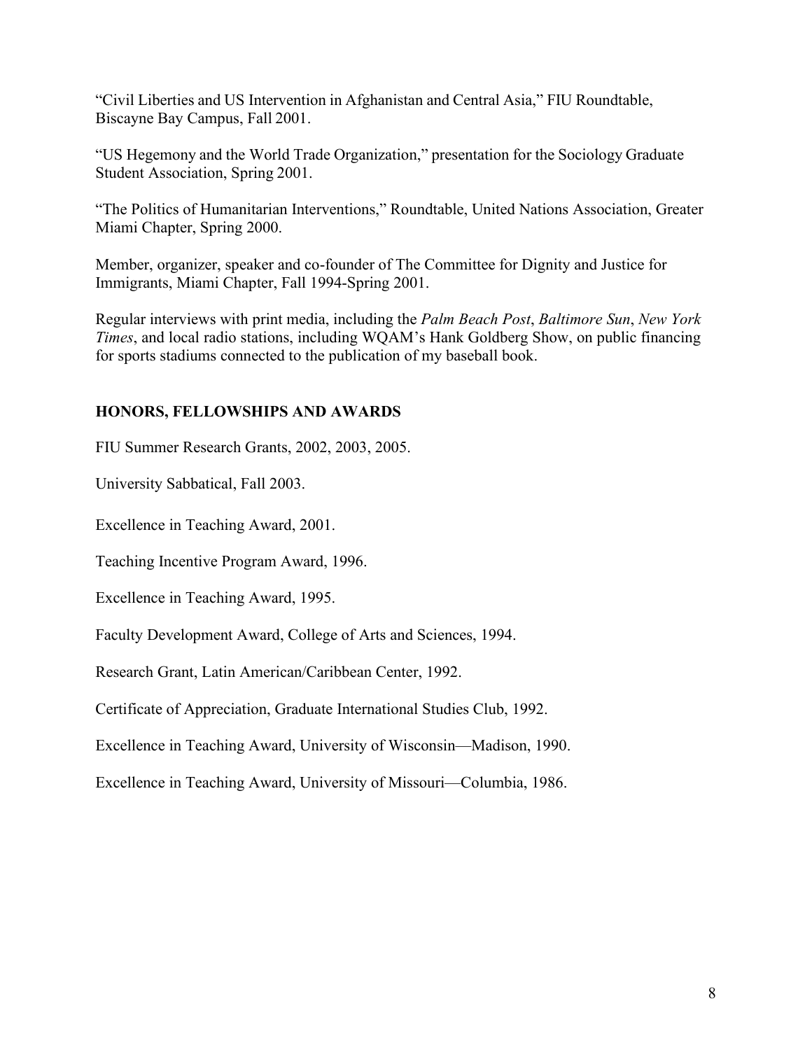"Civil Liberties and US Intervention in Afghanistan and Central Asia," FIU Roundtable, Biscayne Bay Campus, Fall 2001.

"US Hegemony and the World Trade Organization," presentation for the Sociology Graduate Student Association, Spring 2001.

"The Politics of Humanitarian Interventions," Roundtable, United Nations Association, Greater Miami Chapter, Spring 2000.

Member, organizer, speaker and co-founder of The Committee for Dignity and Justice for Immigrants, Miami Chapter, Fall 1994-Spring 2001.

Regular interviews with print media, including the *Palm Beach Post*, *Baltimore Sun*, *New York Times*, and local radio stations, including WQAM's Hank Goldberg Show, on public financing for sports stadiums connected to the publication of my baseball book.

## HONORS, FELLOWSHIPS AND AWARDS

FIU Summer Research Grants, 2002, 2003, 2005.

University Sabbatical, Fall 2003.

Excellence in Teaching Award, 2001.

Teaching Incentive Program Award, 1996.

Excellence in Teaching Award, 1995.

Faculty Development Award, College of Arts and Sciences, 1994.

Research Grant, Latin American/Caribbean Center, 1992.

Certificate of Appreciation, Graduate International Studies Club, 1992.

Excellence in Teaching Award, University of Wisconsin—Madison, 1990.

Excellence in Teaching Award, University of Missouri—Columbia, 1986.